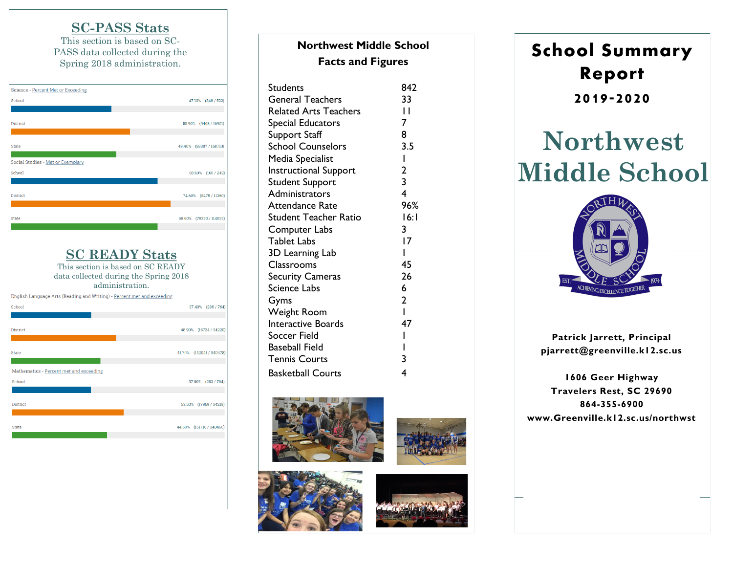## SC-PASS Stats

This section is based on SC-PASS data collected during the Spring 2018 administration.

Science - Percent Met or Exceeding

| | Percent | Count |
|---|---|---|
| School | 47.10% | (246 / 522) |
| District | 55.90% | (9468 / 16951) |
| State | 49.40% | (83307 / 168710) |

Social Studies - Met or Exemplary

| | Percent | Count |
|---|---|---|
| School | 68.60% | (166 / 242) |
| District | 74.60% | (8478 / 11360) |
| State | 68.60% | (78230 / 114033) |

## SC READY Stats

This section is based on SC READY data collected during the Spring 2018 administration.

English Language Arts (Reading and Writing) - Percent met and exceeding

| | Percent | Count |
|---|---|---|
| School | 37.40% | (286 / 764) |
| District | 48.90% | (16724 / 34220) |
| State | 41.70% | (142041 / 340478) |

Mathematics - Percent met and exceeding

| | Percent | Count |
|---|---|---|
| School | 37.00% | (283 / 764) |
| District | 52.50% | (17969 / 34218) |
| State | 44.60% | (151716 / 340466) |

## Northwest Middle School Facts and Figures

| | |
|---|---|
| Students | 842 |
| General Teachers | 33 |
| Related Arts Teachers | 11 |
| Special Educators | 7 |
| Support Staff | 8 |
| School Counselors | 3.5 |
| Media Specialist | 1 |
| Instructional Support | 2 |
| Student Support | 3 |
| Administrators | 4 |
| Attendance Rate | 96% |
| Student Teacher Ratio | 16:1 |
| Computer Labs | 3 |
| Tablet Labs | 17 |
| 3D Learning Lab | 1 |
| Classrooms | 45 |
| Security Cameras | 26 |
| Science Labs | 6 |
| Gyms | 2 |
| Weight Room | 1 |
| Interactive Boards | 47 |
| Soccer Field | 1 |
| Baseball Field | 1 |
| Tennis Courts | 3 |
| Basketball Courts | 4 |

# School Summary Report

**2019-2020**

# Northwest Middle School

Northwest Middle School — EST. 1974 — Achieving Excellence Together

**Patrick Jarrett, Principal**
**pjarrett@greenville.k12.sc.us**

**1606 Geer Highway**
**Travelers Rest, SC 29690**
**864-355-6900**
**www.Greenville.k12.sc.us/northwst**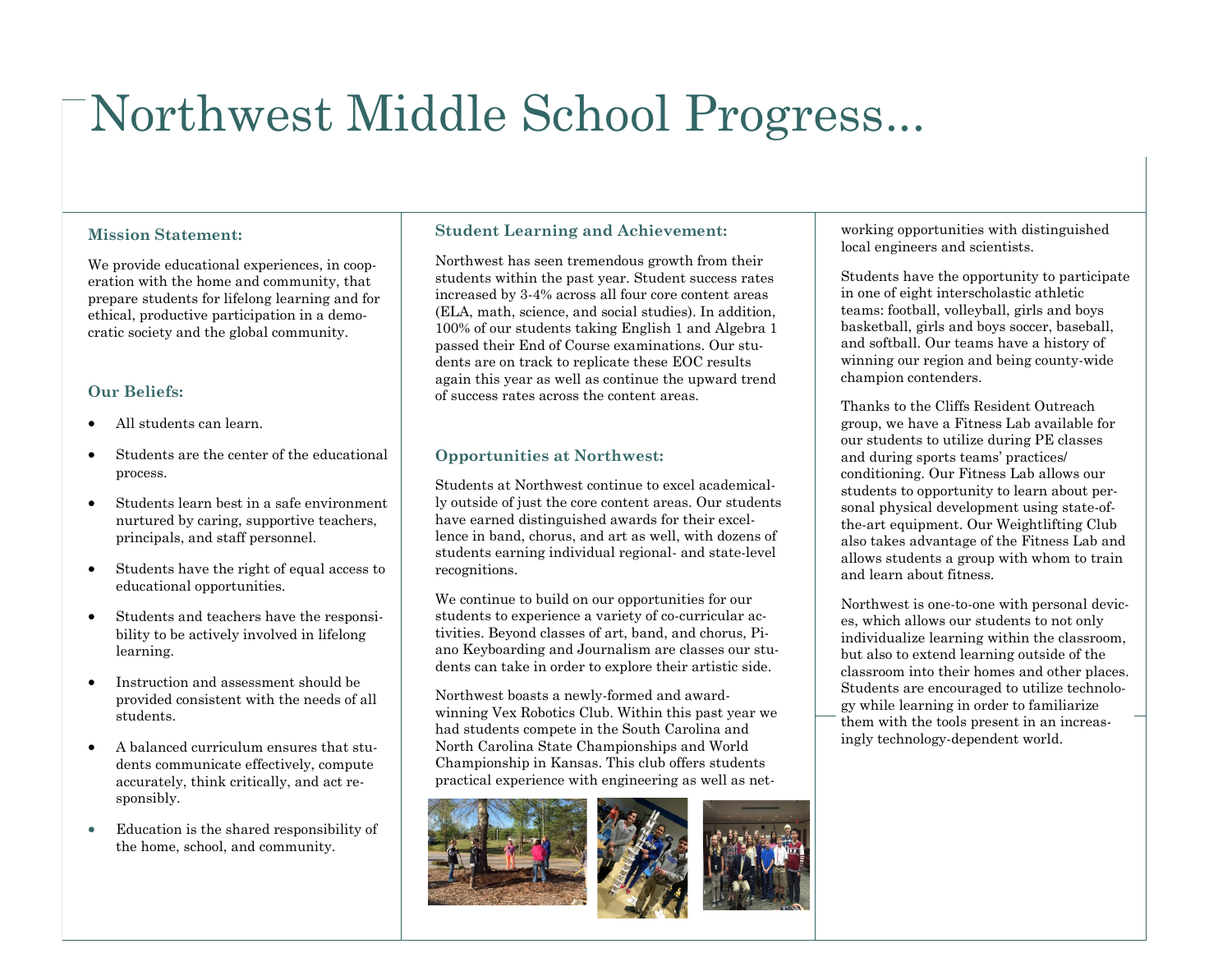# Northwest Middle School Progress...

### Mission Statement:

We provide educational experiences, in cooperation with the home and community, that prepare students for lifelong learning and for ethical, productive participation in a democratic society and the global community.

### Our Beliefs:

- All students can learn.
- Students are the center of the educational process.
- Students learn best in a safe environment nurtured by caring, supportive teachers, principals, and staff personnel.
- Students have the right of equal access to educational opportunities.
- Students and teachers have the responsibility to be actively involved in lifelong learning.
- Instruction and assessment should be provided consistent with the needs of all students.
- A balanced curriculum ensures that students communicate effectively, compute accurately, think critically, and act responsibly.
- Education is the shared responsibility of the home, school, and community.

### Student Learning and Achievement:

Northwest has seen tremendous growth from their students within the past year. Student success rates increased by 3-4% across all four core content areas (ELA, math, science, and social studies). In addition, 100% of our students taking English 1 and Algebra 1 passed their End of Course examinations. Our students are on track to replicate these EOC results again this year as well as continue the upward trend of success rates across the content areas.

### Opportunities at Northwest:

Students at Northwest continue to excel academically outside of just the core content areas. Our students have earned distinguished awards for their excellence in band, chorus, and art as well, with dozens of students earning individual regional- and state-level recognitions.

We continue to build on our opportunities for our students to experience a variety of co-curricular activities. Beyond classes of art, band, and chorus, Piano Keyboarding and Journalism are classes our students can take in order to explore their artistic side.

Northwest boasts a newly-formed and award-winning Vex Robotics Club. Within this past year we had students compete in the South Carolina and North Carolina State Championships and World Championship in Kansas. This club offers students practical experience with engineering as well as networking opportunities with distinguished local engineers and scientists.

Students have the opportunity to participate in one of eight interscholastic athletic teams: football, volleyball, girls and boys basketball, girls and boys soccer, baseball, and softball. Our teams have a history of winning our region and being county-wide champion contenders.

Thanks to the Cliffs Resident Outreach group, we have a Fitness Lab available for our students to utilize during PE classes and during sports teams' practices/conditioning. Our Fitness Lab allows our students to opportunity to learn about personal physical development using state-of-the-art equipment. Our Weightlifting Club also takes advantage of the Fitness Lab and allows students a group with whom to train and learn about fitness.

Northwest is one-to-one with personal devices, which allows our students to not only individualize learning within the classroom, but also to extend learning outside of the classroom into their homes and other places. Students are encouraged to utilize technology while learning in order to familiarize them with the tools present in an increasingly technology-dependent world.